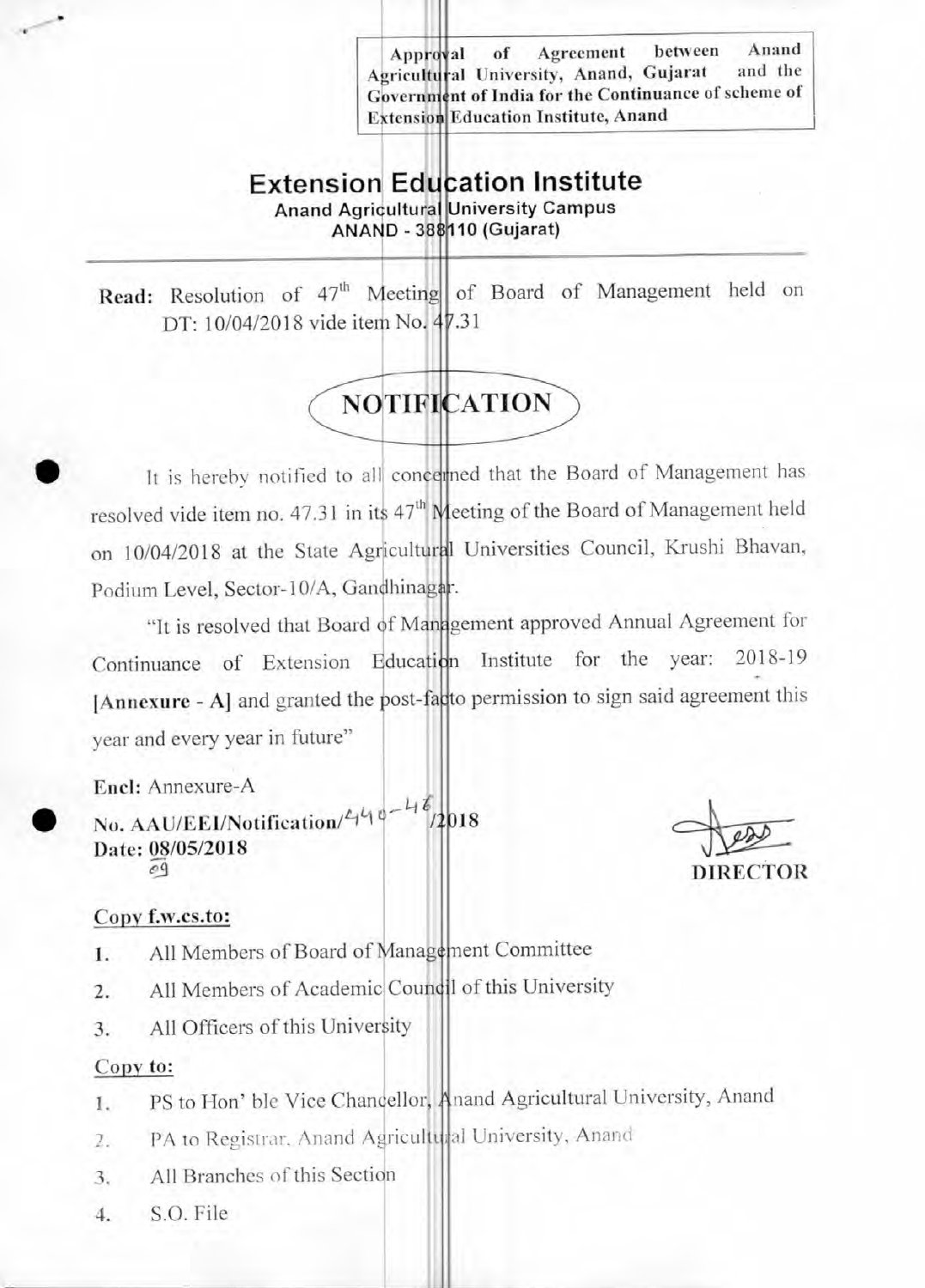**Approval of Agreement between Anand Agricultural University, Anand, Gujarat and the Government of India for the Continuance of scheme of Extension Education Institute, Anand**

# Extension Education Institute

**Anand Agricultural University Campus**
**ANAND - 388110 (Gujarat)**

**Read:** Resolution of 47th Meeting of Board of Management held on DT: 10/04/2018 vide item No. 47.31

## NOTIFICATION

It is hereby notified to all concerned that the Board of Management has resolved vide item no. 47.31 in its 47th Meeting of the Board of Management held on 10/04/2018 at the State Agricultural Universities Council, Krushi Bhavan, Podium Level, Sector-10/A, Gandhinagar.

"It is resolved that Board of Management approved Annual Agreement for Continuance of Extension Education Institute for the year: 2018-19 **[Annexure - A]** and granted the post-facto permission to sign said agreement this year and every year in future"

**Encl:** Annexure-A

**No. AAU/EEI/Notification/440-46/2018**
**Date: 08/05/2018**
09

DIRECTOR

**Copy f.w.cs.to:**

1. All Members of Board of Management Committee
2. All Members of Academic Council of this University
3. All Officers of this University

**Copy to:**

1. PS to Hon' ble Vice Chancellor, Anand Agricultural University, Anand
2. PA to Registrar, Anand Agricultural University, Anand
3. All Branches of this Section
4. S.O. File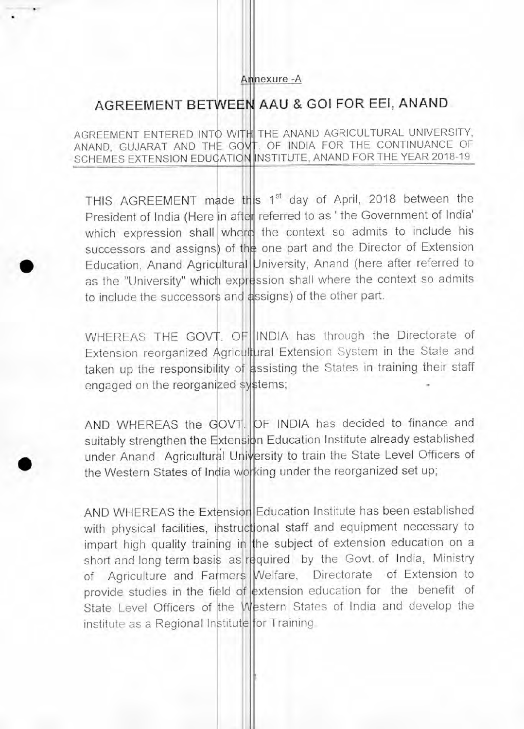Annexure -A

# AGREEMENT BETWEEN AAU & GOI FOR EEI, ANAND

AGREEMENT ENTERED INTO WITH THE ANAND AGRICULTURAL UNIVERSITY, ANAND, GUJARAT AND THE GOVT. OF INDIA FOR THE CONTINUANCE OF SCHEMES EXTENSION EDUCATION INSTITUTE, ANAND FOR THE YEAR 2018-19

THIS AGREEMENT made this 1st day of April, 2018 between the President of India (Here in after referred to as ' the Government of India' which expression shall where the context so admits to include his successors and assigns) of the one part and the Director of Extension Education, Anand Agricultural University, Anand (here after referred to as the "University" which expression shall where the context so admits to include the successors and assigns) of the other part.

WHEREAS THE GOVT. OF INDIA has through the Directorate of Extension reorganized Agricultural Extension System in the State and taken up the responsibility of assisting the States in training their staff engaged on the reorganized systems;

AND WHEREAS the GOVT. OF INDIA has decided to finance and suitably strengthen the Extension Education Institute already established under Anand Agricultural University to train the State Level Officers of the Western States of India working under the reorganized set up;

AND WHEREAS the Extension Education Institute has been established with physical facilities, instructional staff and equipment necessary to impart high quality training in the subject of extension education on a short and long term basis as required by the Govt. of India, Ministry of Agriculture and Farmers Welfare, Directorate of Extension to provide studies in the field of extension education for the benefit of State Level Officers of the Western States of India and develop the institute as a Regional Institute for Training.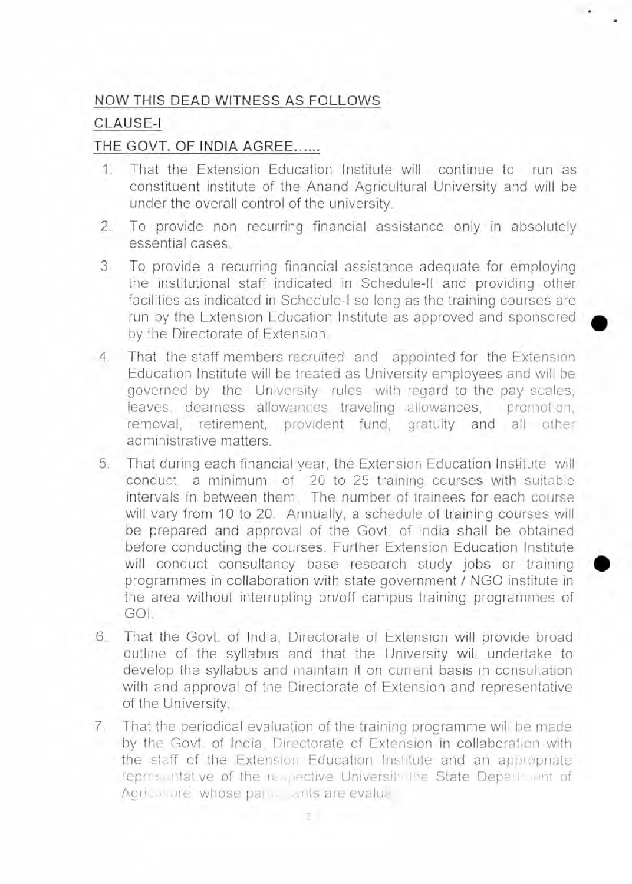NOW THIS DEAD WITNESS AS FOLLOWS

CLAUSE-I

THE GOVT. OF INDIA AGREE......

1. That the Extension Education Institute will continue to run as constituent institute of the Anand Agricultural University and will be under the overall control of the university.
2. To provide non recurring financial assistance only in absolutely essential cases.
3. To provide a recurring financial assistance adequate for employing the institutional staff indicated in Schedule-II and providing other facilities as indicated in Schedule-I so long as the training courses are run by the Extension Education Institute as approved and sponsored by the Directorate of Extension.
4. That the staff members recruited and appointed for the Extension Education Institute will be treated as University employees and will be governed by the University rules with regard to the pay scales, leaves, dearness allowances traveling allowances, promotion, removal, retirement, provident fund, gratuity and all other administrative matters.
5. That during each financial year, the Extension Education Institute will conduct a minimum of 20 to 25 training courses with suitable intervals in between them. The number of trainees for each course will vary from 10 to 20. Annually, a schedule of training courses will be prepared and approval of the Govt. of India shall be obtained before conducting the courses. Further Extension Education Institute will conduct consultancy base research study jobs or training programmes in collaboration with state government / NGO institute in the area without interrupting on/off campus training programmes of GOI.
6. That the Govt. of India, Directorate of Extension will provide broad outline of the syllabus and that the University will undertake to develop the syllabus and maintain it on current basis in consultation with and approval of the Directorate of Extension and representative of the University.
7. That the periodical evaluation of the training programme will be made by the Govt. of India, Directorate of Extension in collaboration with the staff of the Extension Education Institute and an appropriate representative of the respective University/the State Department of Agriculture whose participants are evalu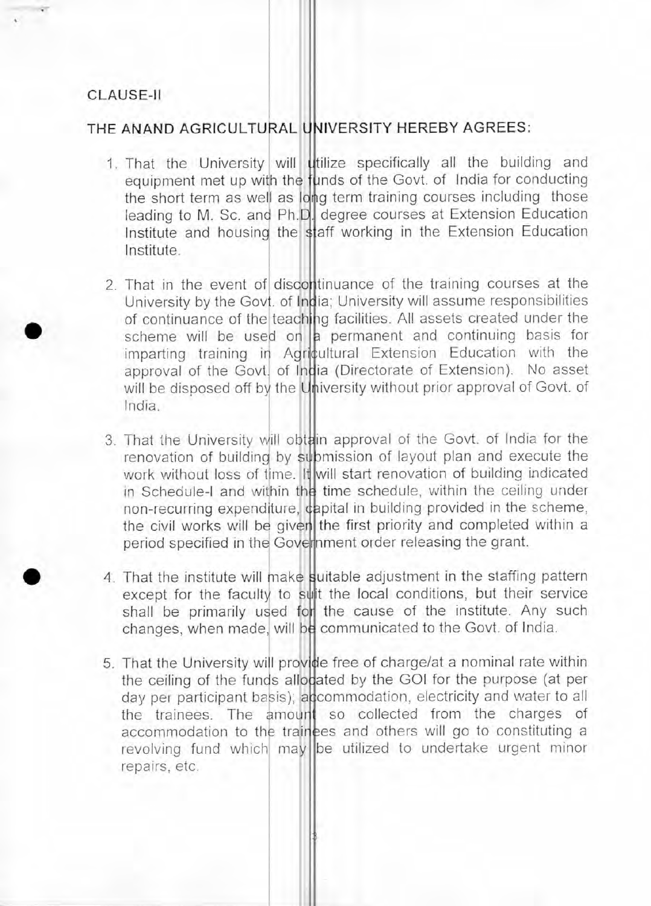CLAUSE-II

THE ANAND AGRICULTURAL UNIVERSITY HEREBY AGREES:

1. That the University will utilize specifically all the building and equipment met up with the funds of the Govt. of India for conducting the short term as well as long term training courses including those leading to M. Sc. and Ph.D. degree courses at Extension Education Institute and housing the staff working in the Extension Education Institute.

2. That in the event of discontinuance of the training courses at the University by the Govt. of India; University will assume responsibilities of continuance of the teaching facilities. All assets created under the scheme will be used on a permanent and continuing basis for imparting training in Agricultural Extension Education with the approval of the Govt. of India (Directorate of Extension). No asset will be disposed off by the University without prior approval of Govt. of India.

3. That the University will obtain approval of the Govt. of India for the renovation of building by submission of layout plan and execute the work without loss of time. It will start renovation of building indicated in Schedule-I and within the time schedule, within the ceiling under non-recurring expenditure, capital in building provided in the scheme, the civil works will be given the first priority and completed within a period specified in the Government order releasing the grant.

4. That the institute will make suitable adjustment in the staffing pattern except for the faculty to suit the local conditions, but their service shall be primarily used for the cause of the institute. Any such changes, when made, will be communicated to the Govt. of India.

5. That the University will provide free of charge/at a nominal rate within the ceiling of the funds allocated by the GOI for the purpose (at per day per participant basis); accommodation, electricity and water to all the trainees. The amount so collected from the charges of accommodation to the trainees and others will go to constituting a revolving fund which may be utilized to undertake urgent minor repairs, etc.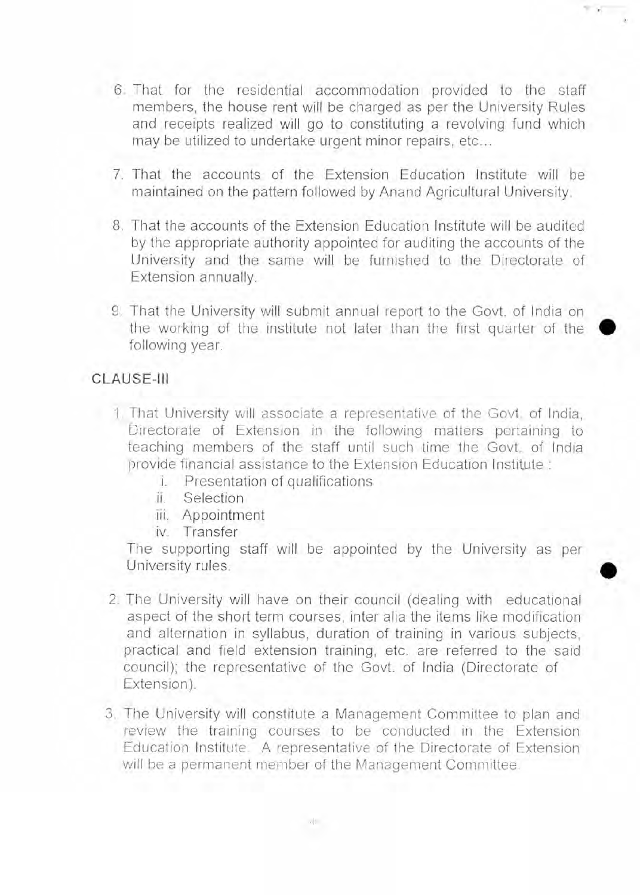6. That for the residential accommodation provided to the staff members, the house rent will be charged as per the University Rules and receipts realized will go to constituting a revolving fund which may be utilized to undertake urgent minor repairs, etc...

7. That the accounts of the Extension Education Institute will be maintained on the pattern followed by Anand Agricultural University.

8. That the accounts of the Extension Education Institute will be audited by the appropriate authority appointed for auditing the accounts of the University and the same will be furnished to the Directorate of Extension annually.

9. That the University will submit annual report to the Govt. of India on the working of the institute not later than the first quarter of the following year.

## CLAUSE-III

1. That University will associate a representative of the Govt. of India, Directorate of Extension in the following matters pertaining to teaching members of the staff until such time the Govt. of India provide financial assistance to the Extension Education Institute :
   1. Presentation of qualifications
   2. Selection
   3. Appointment
   4. Transfer

   The supporting staff will be appointed by the University as per University rules.

2. The University will have on their council (dealing with educational aspect of the short term courses, inter alia the items like modification and alternation in syllabus, duration of training in various subjects, practical and field extension training, etc. are referred to the said council); the representative of the Govt. of India (Directorate of Extension).

3. The University will constitute a Management Committee to plan and review the training courses to be conducted in the Extension Education Institute. A representative of the Directorate of Extension will be a permanent member of the Management Committee.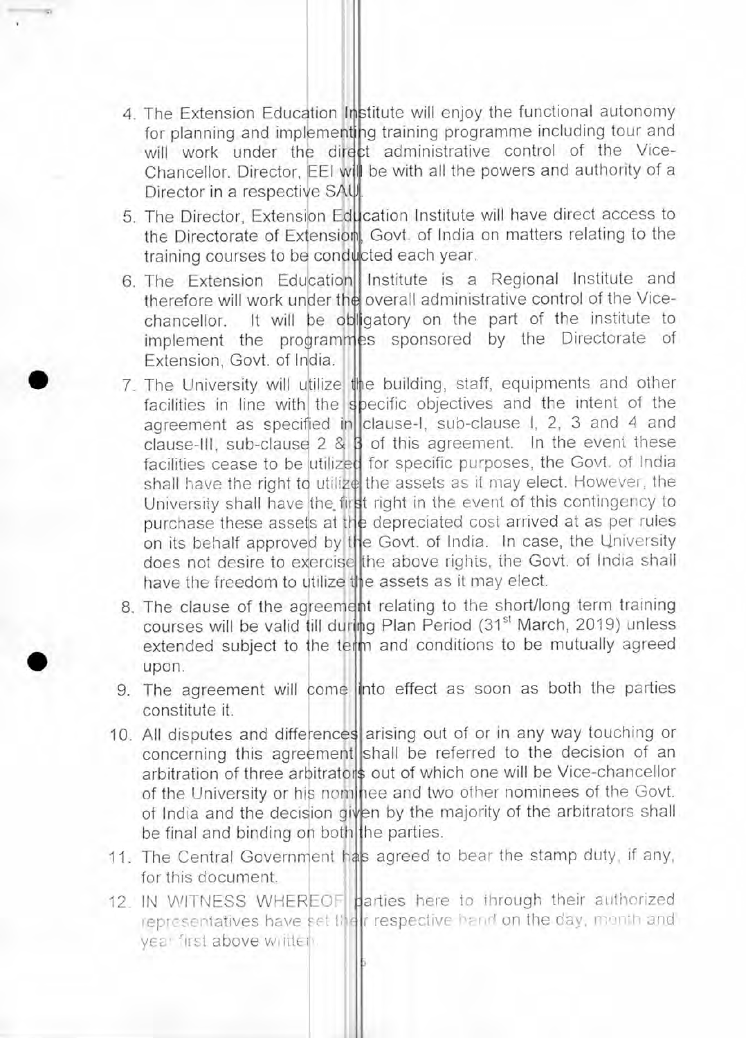4. The Extension Education Institute will enjoy the functional autonomy for planning and implementing training programme including tour and will work under the direct administrative control of the Vice-Chancellor. Director, EEI will be with all the powers and authority of a Director in a respective SAU.
5. The Director, Extension Education Institute will have direct access to the Directorate of Extension, Govt. of India on matters relating to the training courses to be conducted each year.
6. The Extension Education Institute is a Regional Institute and therefore will work under the overall administrative control of the Vice-chancellor. It will be obligatory on the part of the institute to implement the programmes sponsored by the Directorate of Extension, Govt. of India.
7. The University will utilize the building, staff, equipments and other facilities in line with the specific objectives and the intent of the agreement as specified in clause-I, sub-clause I, 2, 3 and 4 and clause-III, sub-clause 2 & 3 of this agreement. In the event these facilities cease to be utilized for specific purposes, the Govt. of India shall have the right to utilize the assets as it may elect. However, the University shall have the first right in the event of this contingency to purchase these assets at the depreciated cost arrived at as per rules on its behalf approved by the Govt. of India. In case, the University does not desire to exercise the above rights, the Govt. of India shall have the freedom to utilize the assets as it may elect.
8. The clause of the agreement relating to the short/long term training courses will be valid till during Plan Period (31st March, 2019) unless extended subject to the term and conditions to be mutually agreed upon.
9. The agreement will come into effect as soon as both the parties constitute it.
10. All disputes and differences arising out of or in any way touching or concerning this agreement shall be referred to the decision of an arbitration of three arbitrators out of which one will be Vice-chancellor of the University or his nominee and two other nominees of the Govt. of India and the decision given by the majority of the arbitrators shall be final and binding on both the parties.
11. The Central Government has agreed to bear the stamp duty, if any, for this document.
12. IN WITNESS WHEREOF parties here to through their authorized representatives have set their respective hand on the day, month and year first above written.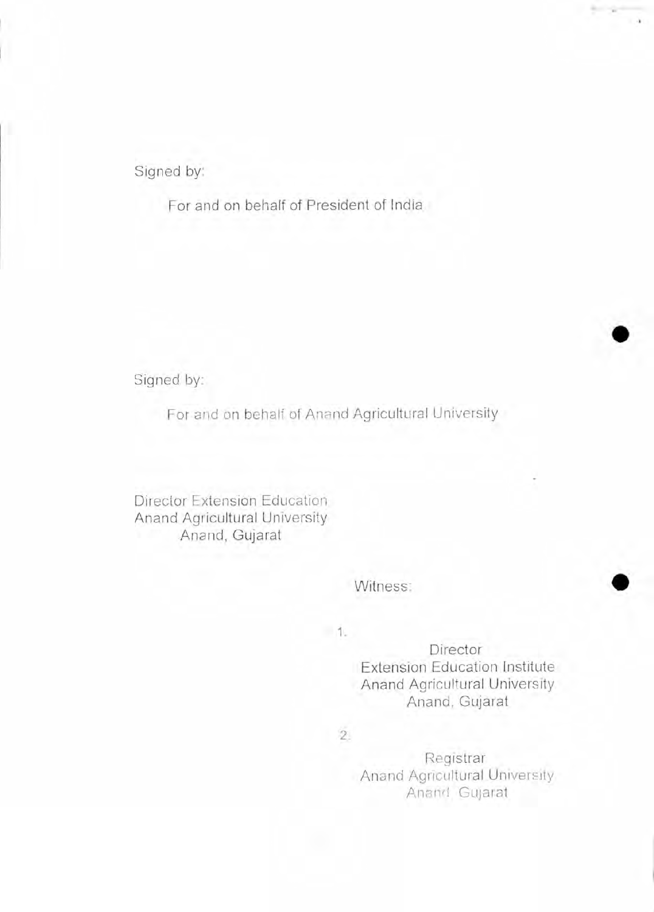Signed by:

For and on behalf of President of India

Signed by:

For and on behalf of Anand Agricultural University

Director Extension Education
Anand Agricultural University
Anand, Gujarat

Witness:

1.

Director
Extension Education Institute
Anand Agricultural University
Anand, Gujarat

2.

Registrar
Anand Agricultural University
Anand Gujarat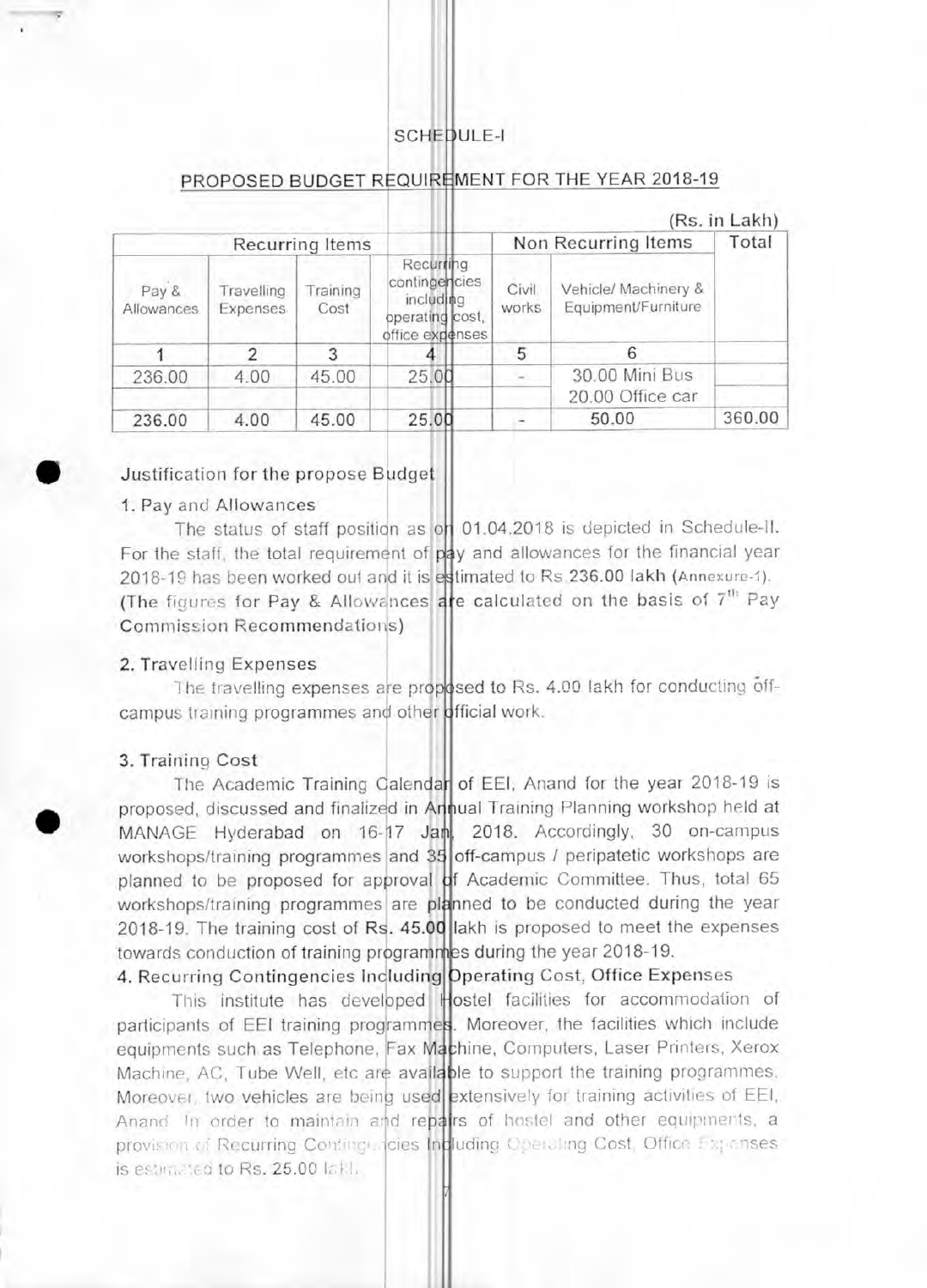# SCHEDULE-I

## PROPOSED BUDGET REQUIREMENT FOR THE YEAR 2018-19

(Rs. in Lakh)

| Recurring Items | | | | Non Recurring Items | | Total |
|---|---|---|---|---|---|---|
| Pay & Allowances | Travelling Expenses | Training Cost | Recurring contingencies including operating cost, office expenses | Civil works | Vehicle/ Machinery & Equipment/Furniture | |
| 1 | 2 | 3 | 4 | 5 | 6 | |
| 236.00 | 4.00 | 45.00 | 25.00 | - | 30.00 Mini Bus | |
| | | | | | 20.00 Office car | |
| 236.00 | 4.00 | 45.00 | 25.00 | - | 50.00 | 360.00 |

### Justification for the propose Budget

**1. Pay and Allowances**

The status of staff position as on 01.04.2018 is depicted in Schedule-II. For the staff, the total requirement of pay and allowances for the financial year 2018-19 has been worked out and it is estimated to Rs.236.00 lakh (Annexure-1). (The figures for Pay & Allowances are calculated on the basis of 7th Pay Commission Recommendations)

**2. Travelling Expenses**

The travelling expenses are proposed to Rs. 4.00 lakh for conducting off-campus training programmes and other official work.

**3. Training Cost**

The Academic Training Calendar of EEI, Anand for the year 2018-19 is proposed, discussed and finalized in Annual Training Planning workshop held at MANAGE Hyderabad on 16-17 Jan, 2018. Accordingly, 30 on-campus workshops/training programmes and 35 off-campus / peripatetic workshops are planned to be proposed for approval of Academic Committee. Thus, total 65 workshops/training programmes are planned to be conducted during the year 2018-19. The training cost of Rs. 45.00 lakh is proposed to meet the expenses towards conduction of training programmes during the year 2018-19.

**4. Recurring Contingencies Including Operating Cost, Office Expenses**

This institute has developed Hostel facilities for accommodation of participants of EEI training programmes. Moreover, the facilities which include equipments such as Telephone, Fax Machine, Computers, Laser Printers, Xerox Machine, AC, Tube Well, etc are available to support the training programmes. Moreover, two vehicles are being used extensively for training activities of EEI, Anand. In order to maintain and repairs of hostel and other equipments, a provision of Recurring Contingencies Including Operating Cost, Office Expenses is estimated to Rs. 25.00 lakh.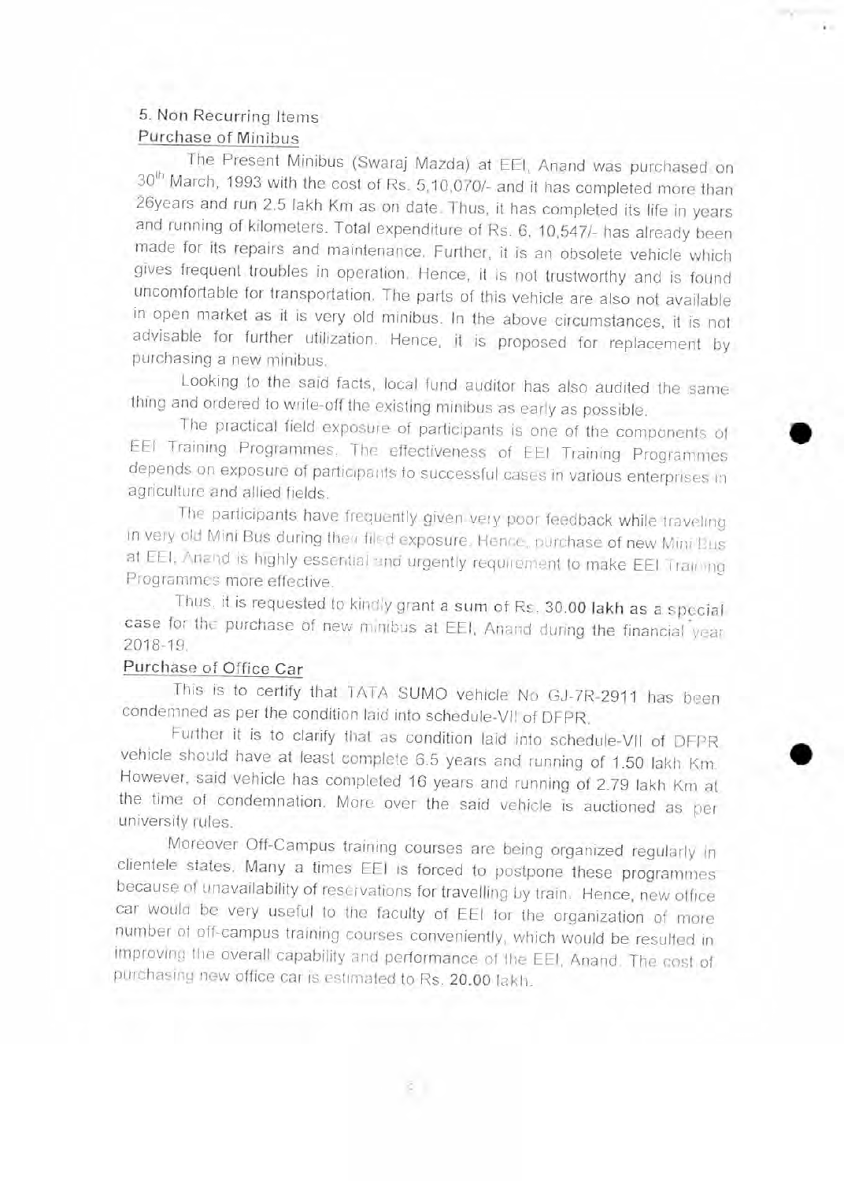5. Non Recurring Items

**Purchase of Minibus**

The Present Minibus (Swaraj Mazda) at EEI, Anand was purchased on 30th March, 1993 with the cost of Rs. 5,10,070/- and it has completed more than 26years and run 2.5 lakh Km as on date. Thus, it has completed its life in years and running of kilometers. Total expenditure of Rs. 6, 10,547/- has already been made for its repairs and maintenance. Further, it is an obsolete vehicle which gives frequent troubles in operation. Hence, it is not trustworthy and is found uncomfortable for transportation. The parts of this vehicle are also not available in open market as it is very old minibus. In the above circumstances, it is not advisable for further utilization. Hence, it is proposed for replacement by purchasing a new minibus.

Looking to the said facts, local fund auditor has also audited the same thing and ordered to write-off the existing minibus as early as possible.

The practical field exposure of participants is one of the components of EEI Training Programmes. The effectiveness of EEI Training Programmes depends on exposure of participants to successful cases in various enterprises in agriculture and allied fields.

The participants have frequently given very poor feedback while traveling in very old Mini Bus during their filed exposure. Hence, purchase of new Mini Bus at EEI, Anand is highly essential and urgently requirement to make EEI Training Programmes more effective.

Thus, it is requested to kindly grant a sum of Rs. **30.00 lakh** as a special case for the purchase of new minibus at EEI, Anand during the financial year 2018-19.

**Purchase of Office Car**

This is to certify that TATA SUMO vehicle No GJ-7R-2911 has been condemned as per the condition laid into schedule-VII of DFPR.

Further it is to clarify that as condition laid into schedule-VII of DFPR vehicle should have at least complete 6.5 years and running of 1.50 lakh Km. However, said vehicle has completed 16 years and running of 2.79 lakh Km at the time of condemnation. More over the said vehicle is auctioned as per university rules.

Moreover Off-Campus training courses are being organized regularly in clientele states. Many a times EEI is forced to postpone these programmes because of unavailability of reservations for travelling by train. Hence, new office car would be very useful to the faculty of EEI for the organization of more number of off-campus training courses conveniently, which would be resulted in improving the overall capability and performance of the EEI, Anand. The cost of purchasing new office car is estimated to Rs. **20.00** lakh.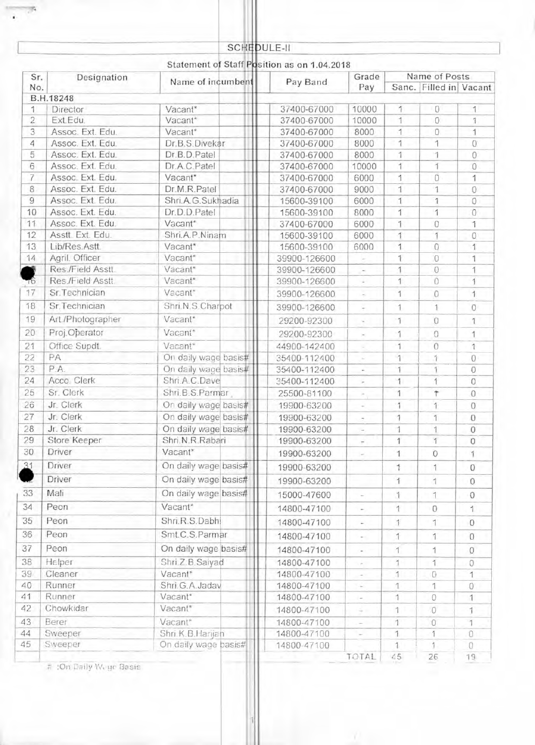# SCHEDULE-II

Statement of Staff Position as on 1.04.2018

| Sr. No. | Designation | Name of incumbent | Pay Band | Grade Pay | Name of Posts | | |
|---|---|---|---|---|---|---|---|
| | | | | | Sanc. | Filled in | Vacant |
| B.H.18248 | | | | | | | |
| 1 | Director | Vacant* | 37400-67000 | 10000 | 1 | 0 | 1 |
| 2 | Ext.Edu. | Vacant* | 37400-67000 | 10000 | 1 | 0 | 1 |
| 3 | Assoc. Ext. Edu. | Vacant* | 37400-67000 | 8000 | 1 | 0 | 1 |
| 4 | Assoc. Ext. Edu. | Dr.B.S.Divekar | 37400-67000 | 8000 | 1 | 1 | 0 |
| 5 | Assoc. Ext. Edu. | Dr.B.D.Patel | 37400-67000 | 8000 | 1 | 1 | 0 |
| 6 | Assoc. Ext. Edu. | Dr.A.C.Patel | 37400-67000 | 10000 | 1 | 1 | 0 |
| 7 | Assoc. Ext. Edu. | Vacant* | 37400-67000 | 6000 | 1 | 0 | 1 |
| 8 | Assoc. Ext. Edu. | Dr.M.R.Patel | 37400-67000 | 9000 | 1 | 1 | 0 |
| 9 | Assoc. Ext. Edu. | Shri.A.G.Sukhadia | 15600-39100 | 6000 | 1 | 1 | 0 |
| 10 | Assoc. Ext. Edu. | Dr.D.D.Patel | 15600-39100 | 8000 | 1 | 1 | 0 |
| 11 | Assoc. Ext. Edu. | Vacant* | 37400-67000 | 6000 | 1 | 0 | 1 |
| 12 | Asstt. Ext. Edu. | Shri.A.P.Ninam | 15600-39100 | 6000 | 1 | 1 | 0 |
| 13 | Lib/Res.Astt. | Vacant* | 15600-39100 | 6000 | 1 | 0 | 1 |
| 14 | Agril. Officer | Vacant* | 39900-126600 | - | 1 | 0 | 1 |
| 15 | Res./Field Asstt. | Vacant* | 39900-126600 | - | 1 | 0 | 1 |
| 16 | Res./Field Asstt. | Vacant* | 39900-126600 | - | 1 | 0 | 1 |
| 17 | Sr.Technician | Vacant* | 39900-126600 | - | 1 | 0 | 1 |
| 18 | Sr.Technician | Shri.N.S.Charpot | 39900-126600 | - | 1 | 1 | 0 |
| 19 | Art./Photographer | Vacant* | 29200-92300 | - | 1 | 0 | 1 |
| 20 | Proj.Operator | Vacant* | 29200-92300 | - | 1 | 0 | 1 |
| 21 | Office Supdt. | Vacant* | 44900-142400 | - | 1 | 0 | 1 |
| 22 | PA | On daily wage basis# | 35400-112400 | - | 1 | 1 | 0 |
| 23 | P.A. | On daily wage basis# | 35400-112400 | - | 1 | 1 | 0 |
| 24 | Acco. Clerk | Shri.A.C.Dave | 35400-112400 | - | 1 | 1 | 0 |
| 25 | Sr. Clerk | Shri.B.S.Parmar | 25500-81100 | - | 1 | 1 | 0 |
| 26 | Jr. Clerk | On daily wage basis# | 19900-63200 | - | 1 | 1 | 0 |
| 27 | Jr. Clerk | On daily wage basis# | 19900-63200 | - | 1 | 1 | 0 |
| 28 | Jr. Clerk | On daily wage basis# | 19900-63200 | - | 1 | 1 | 0 |
| 29 | Store Keeper | Shri.N.R.Rabari | 19900-63200 | - | 1 | 1 | 0 |
| 30 | Driver | Vacant* | 19900-63200 | - | 1 | 0 | 1 |
| 31 | Driver | On daily wage basis# | 19900-63200 | | 1 | 1 | 0 |
| 32 | Driver | On daily wage basis# | 19900-63200 | | 1 | 1 | 0 |
| 33 | Mali | On daily wage basis# | 15000-47600 | - | 1 | 1 | 0 |
| 34 | Peon | Vacant* | 14800-47100 | - | 1 | 0 | 1 |
| 35 | Peon | Shri.R.S.Dabhi | 14800-47100 | - | 1 | 1 | 0 |
| 36 | Peon | Smt.C.S.Parmar | 14800-47100 | - | 1 | 1 | 0 |
| 37 | Peon | On daily wage basis# | 14800-47100 | - | 1 | 1 | 0 |
| 38 | Helper | Shri.Z.B.Saiyad | 14800-47100 | - | 1 | 1 | 0 |
| 39 | Cleaner | Vacant* | 14800-47100 | - | 1 | 0 | 1 |
| 40 | Runner | Shri.G.A.Jadav | 14800-47100 | - | 1 | 1 | 0 |
| 41 | Runner | Vacant* | 14800-47100 | - | 1 | 0 | 1 |
| 42 | Chowkidar | Vacant* | 14800-47100 | - | 1 | 0 | 1 |
| 43 | Berer | Vacant* | 14800-47100 | - | 1 | 0 | 1 |
| 44 | Sweeper | Shri.K.B.Harijan | 14800-47100 | - | 1 | 1 | 0 |
| 45 | Sweeper | On daily wage basis# | 14800-47100 | | 1 | 1 | 0 |
| | | | | TOTAL | 45 | 26 | 19 |

# :On Daily Wage Basis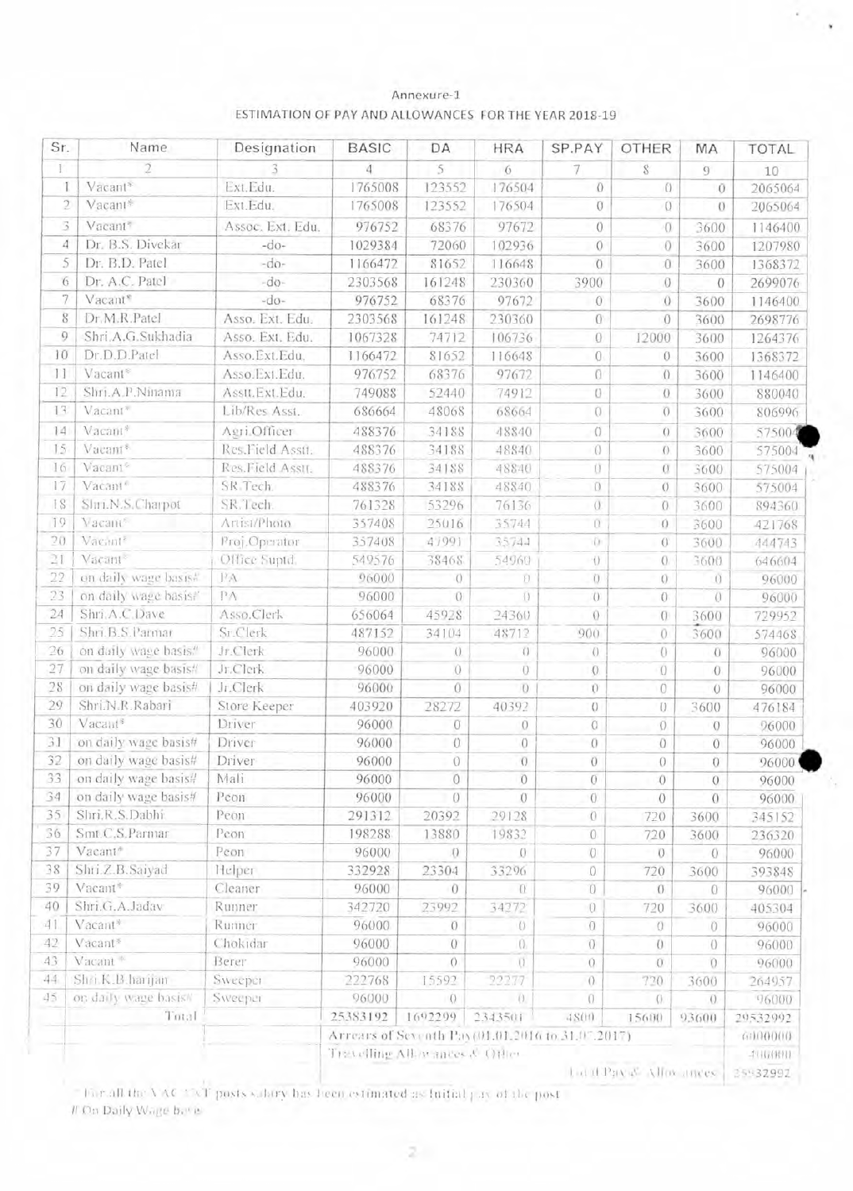Annexure-1

ESTIMATION OF PAY AND ALLOWANCES FOR THE YEAR 2018-19

| Sr. | Name | Designation | BASIC | DA | HRA | SP.PAY | OTHER | MA | TOTAL |
|---|---|---|---|---|---|---|---|---|---|
| 1 | 2 | 3 | 4 | 5 | 6 | 7 | 8 | 9 | 10 |
| 1 | Vacant* | Ext.Edu. | 1765008 | 123552 | 176504 | 0 | 0 | 0 | 2065064 |
| 2 | Vacant* | Ext.Edu. | 1765008 | 123552 | 176504 | 0 | 0 | 0 | 2065064 |
| 3 | Vacant* | Assoc. Ext. Edu. | 976752 | 68376 | 97672 | 0 | 0 | 3600 | 1146400 |
| 4 | Dr. B.S. Divekar | -do- | 1029384 | 72060 | 102936 | 0 | 0 | 3600 | 1207980 |
| 5 | Dr. B.D. Patel | -do- | 1166472 | 81652 | 116648 | 0 | 0 | 3600 | 1368372 |
| 6 | Dr. A.C. Patel | -do- | 2303568 | 161248 | 230360 | 3900 | 0 | 0 | 2699076 |
| 7 | Vacant* | -do- | 976752 | 68376 | 97672 | 0 | 0 | 3600 | 1146400 |
| 8 | Dr.M.R.Patel | Asso. Ext. Edu. | 2303568 | 161248 | 230360 | 0 | 0 | 3600 | 2698776 |
| 9 | Shri.A.G.Sukhadia | Asso. Ext. Edu. | 1067328 | 74712 | 106736 | 0 | 12000 | 3600 | 1264376 |
| 10 | Dr.D.D.Patel | Asso.Ext.Edu. | 1166472 | 81652 | 116648 | 0 | 0 | 3600 | 1368372 |
| 11 | Vacant* | Asso.Ext.Edu. | 976752 | 68376 | 97672 | 0 | 0 | 3600 | 1146400 |
| 12 | Shri.A.P.Ninama | Asstt.Ext.Edu. | 749088 | 52440 | 74912 | 0 | 0 | 3600 | 880040 |
| 13 | Vacant* | Lib/Res.Asst. | 686664 | 48068 | 68664 | 0 | 0 | 3600 | 806996 |
| 14 | Vacant* | Agri.Officer | 488376 | 34188 | 48840 | 0 | 0 | 3600 | 575004 |
| 15 | Vacant* | Res.Field Asstt. | 488376 | 34188 | 48840 | 0 | 0 | 3600 | 575004 |
| 16 | Vacant* | Res.Field Asstt. | 488376 | 34188 | 48840 | 0 | 0 | 3600 | 575004 |
| 17 | Vacant* | SR.Tech. | 488376 | 34188 | 48840 | 0 | 0 | 3600 | 575004 |
| 18 | Shri.N.S.Charpot | SR.Tech. | 761328 | 53296 | 76136 | 0 | 0 | 3600 | 894360 |
| 19 | Vacant* | Artist/Photo | 357408 | 25016 | 35744 | 0 | 0 | 3600 | 421768 |
| 20 | Vacant* | Proj.Operator | 357408 | 47991 | 35744 | 0 | 0 | 3600 | 444743 |
| 21 | Vacant* | Office Suptd. | 549576 | 38468 | 54960 | 0 | 0 | 3600 | 646604 |
| 22 | on daily wage basis# | PA | 96000 | 0 | 0 | 0 | 0 | 0 | 96000 |
| 23 | on daily wage basis# | PA | 96000 | 0 | 0 | 0 | 0 | 0 | 96000 |
| 24 | Shri.A.C.Dave | Asso.Clerk | 656064 | 45928 | 24360 | 0 | 0 | 3600 | 729952 |
| 25 | Shri.B.S.Parmar | Sr.Clerk | 487152 | 34104 | 48712 | 900 | 0 | 3600 | 574468 |
| 26 | on daily wage basis# | Jr.Clerk | 96000 | 0 | 0 | 0 | 0 | 0 | 96000 |
| 27 | on daily wage basis# | Jr.Clerk | 96000 | 0 | 0 | 0 | 0 | 0 | 96000 |
| 28 | on daily wage basis# | Jr.Clerk | 96000 | 0 | 0 | 0 | 0 | 0 | 96000 |
| 29 | Shri.N.R.Rabari | Store Keeper | 403920 | 28272 | 40392 | 0 | 0 | 3600 | 476184 |
| 30 | Vacant* | Driver | 96000 | 0 | 0 | 0 | 0 | 0 | 96000 |
| 31 | on daily wage basis# | Driver | 96000 | 0 | 0 | 0 | 0 | 0 | 96000 |
| 32 | on daily wage basis# | Driver | 96000 | 0 | 0 | 0 | 0 | 0 | 96000 |
| 33 | on daily wage basis# | Mali | 96000 | 0 | 0 | 0 | 0 | 0 | 96000 |
| 34 | on daily wage basis# | Peon | 96000 | 0 | 0 | 0 | 0 | 0 | 96000 |
| 35 | Shri.R.S.Dabhi | Peon | 291312 | 20392 | 29128 | 0 | 720 | 3600 | 345152 |
| 36 | Smt.C.S.Parmar | Peon | 198288 | 13880 | 19832 | 0 | 720 | 3600 | 236320 |
| 37 | Vacant* | Peon | 96000 | 0 | 0 | 0 | 0 | 0 | 96000 |
| 38 | Shri.Z.B.Saiyad | Helper | 332928 | 23304 | 33296 | 0 | 720 | 3600 | 393848 |
| 39 | Vacant* | Cleaner | 96000 | 0 | 0 | 0 | 0 | 0 | 96000 |
| 40 | Shri.G.A.Jadav | Runner | 342720 | 23992 | 34272 | 0 | 720 | 3600 | 405304 |
| 41 | Vacant* | Runner | 96000 | 0 | 0 | 0 | 0 | 0 | 96000 |
| 42 | Vacant* | Chokidar | 96000 | 0 | 0 | 0 | 0 | 0 | 96000 |
| 43 | Vacant * | Berer | 96000 | 0 | 0 | 0 | 0 | 0 | 96000 |
| 44 | Shri.K.B.harijan | Sweeper | 222768 | 15592 | 22277 | 0 | 720 | 3600 | 264957 |
| 45 | on daily wage basis# | Sweeper | 96000 | 0 | 0 | 0 | 0 | 0 | 96000 |
| | Total | | 25383192 | 1692299 | 2343501 | 4800 | 15600 | 93600 | 29532992 |
| | | | Arrears of Seventh Pay (01.01.2016 to 31.07.2017) | | | | | | 6000000 |
| | | | Travelling Allowances & Other | | | | | | 400000 |
| | | | | | | | Total Pay & Allowances | | 35932992 |

* For all the VACANT posts salary has been estimated as Initial pay of the post

# On Daily Wage basis